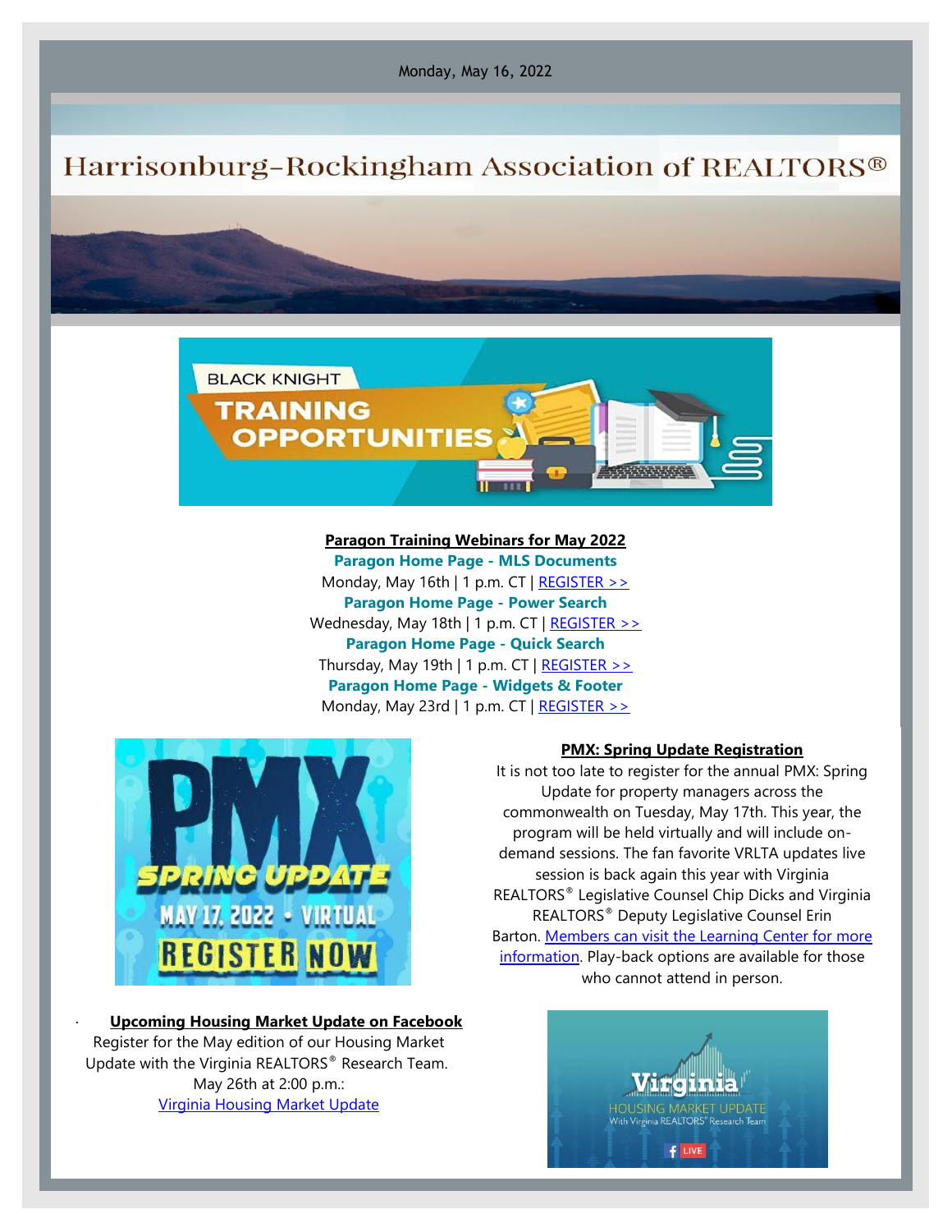Monday, May 16, 2022

# Harrisonburg-Rockingham Association of REALTORS®

**Paragon Training Webinars for May 2022**

**Paragon Home Page - MLS Documents**
Monday, May 16th | 1 p.m. CT | REGISTER >>

**Paragon Home Page - Power Search**
Wednesday, May 18th | 1 p.m. CT | REGISTER >>

**Paragon Home Page - Quick Search**
Thursday, May 19th | 1 p.m. CT | REGISTER >>

**Paragon Home Page - Widgets & Footer**
Monday, May 23rd | 1 p.m. CT | REGISTER >>

**PMX: Spring Update Registration**

It is not too late to register for the annual PMX: Spring Update for property managers across the commonwealth on Tuesday, May 17th. This year, the program will be held virtually and will include on-demand sessions. The fan favorite VRLTA updates live session is back again this year with Virginia REALTORS® Legislative Counsel Chip Dicks and Virginia REALTORS® Deputy Legislative Counsel Erin Barton. Members can visit the Learning Center for more information. Play-back options are available for those who cannot attend in person.

**Upcoming Housing Market Update on Facebook**

Register for the May edition of our Housing Market Update with the Virginia REALTORS® Research Team. May 26th at 2:00 p.m.:
Virginia Housing Market Update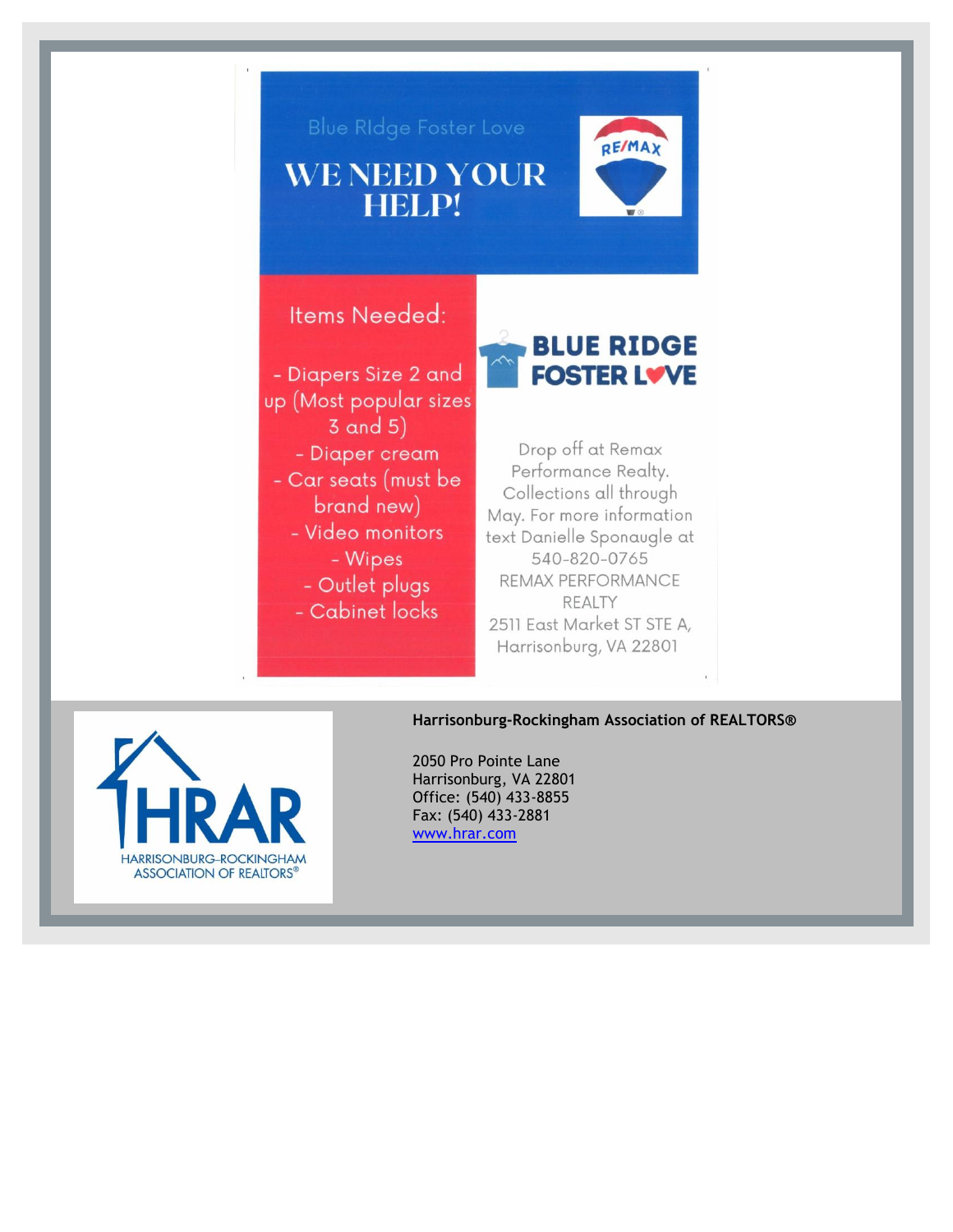Blue Ridge Foster Love

# WE NEED YOUR HELP!

RE/MAX

## Items Needed:

- Diapers Size 2 and up (Most popular sizes 3 and 5)
- Diaper cream
- Car seats (must be brand new)
- Video monitors
- Wipes
- Outlet plugs
- Cabinet locks

**BLUE RIDGE FOSTER LOVE**

Drop off at Remax Performance Realty. Collections all through May. For more information text Danielle Sponaugle at 540-820-0765

REMAX PERFORMANCE REALTY
2511 East Market ST STE A,
Harrisonburg, VA 22801

HRAR
HARRISONBURG-ROCKINGHAM ASSOCIATION OF REALTORS®

**Harrisonburg-Rockingham Association of REALTORS®**

2050 Pro Pointe Lane
Harrisonburg, VA 22801
Office: (540) 433-8855
Fax: (540) 433-2881
www.hrar.com